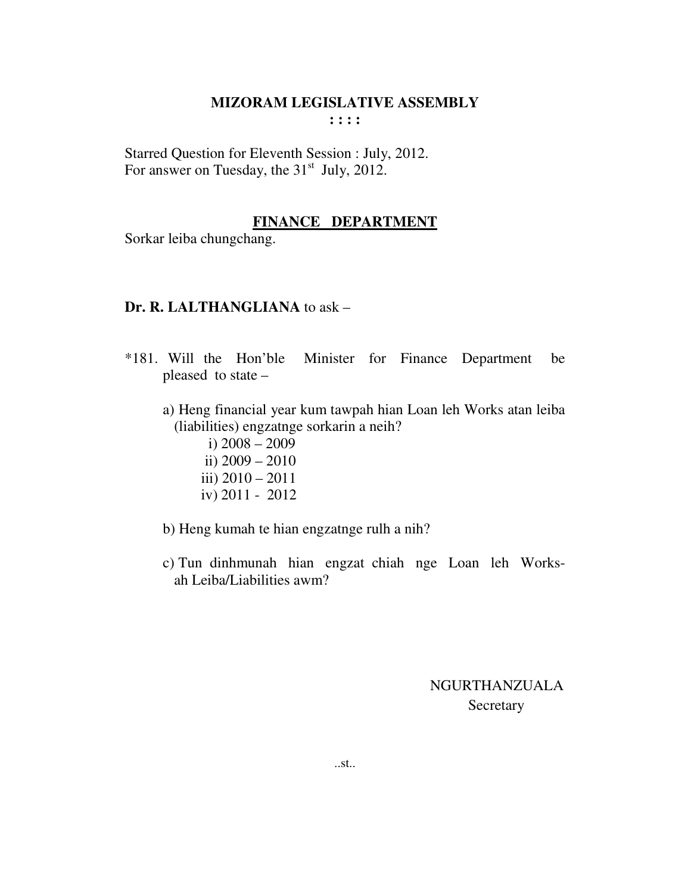# MIZORAM LEGISLATIVE ASSEMBLY

: : : :

Starred Question for Eleventh Session : July, 2012.
For answer on Tuesday, the 31st July, 2012.

## FINANCE DEPARTMENT

Sorkar leiba chungchang.

**Dr. R. LALTHANGLIANA** to ask –

*181. Will the Hon'ble Minister for Finance Department be pleased to state –

a) Heng financial year kum tawpah hian Loan leh Works atan leiba (liabilities) engzatnge sorkarin a neih?

   i) 2008 – 2009
   ii) 2009 – 2010
   iii) 2010 – 2011
   iv) 2011 - 2012

b) Heng kumah te hian engzatnge rulh a nih?

c) Tun dinhmunah hian engzat chiah nge Loan leh Works-ah Leiba/Liabilities awm?

NGURTHANZUALA
Secretary

..st..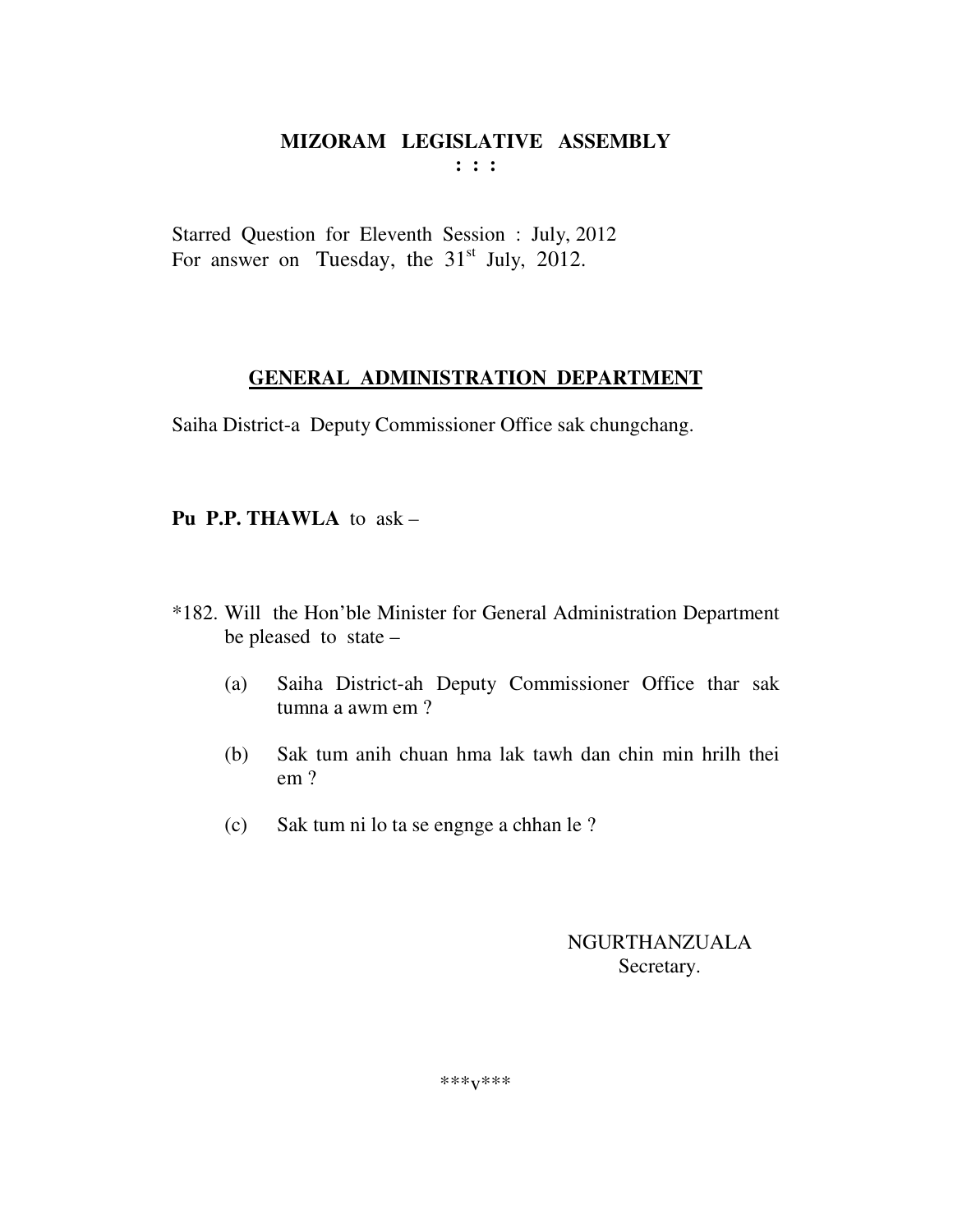# MIZORAM LEGISLATIVE ASSEMBLY

**: : :**

Starred Question for Eleventh Session : July, 2012
For answer on Tuesday, the 31st July, 2012.

## GENERAL ADMINISTRATION DEPARTMENT

Saiha District-a Deputy Commissioner Office sak chungchang.

**Pu P.P. THAWLA** to ask –

*182. Will the Hon'ble Minister for General Administration Department be pleased to state –

- (a) Saiha District-ah Deputy Commissioner Office thar sak tumna a awm em ?
- (b) Sak tum anih chuan hma lak tawh dan chin min hrilh thei em ?
- (c) Sak tum ni lo ta se engnge a chhan le ?

NGURTHANZUALA
Secretary.

***v***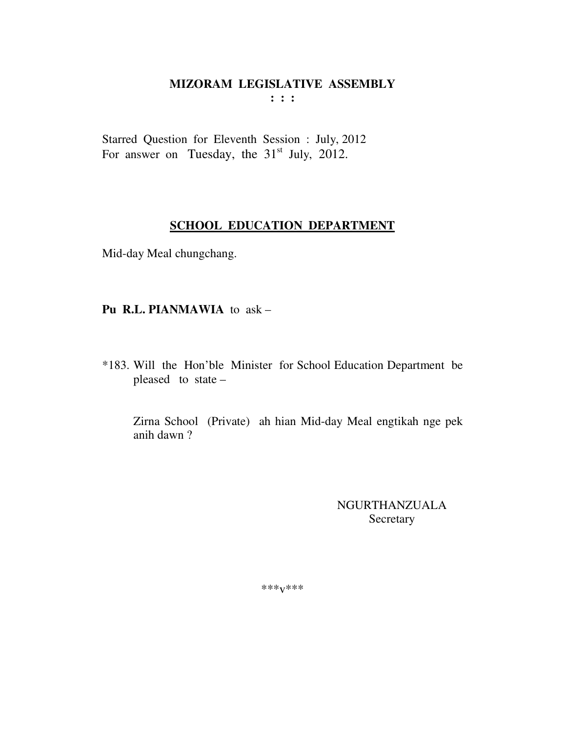# MIZORAM LEGISLATIVE ASSEMBLY

: : :

Starred Question for Eleventh Session : July, 2012
For answer on Tuesday, the 31st July, 2012.

## SCHOOL EDUCATION DEPARTMENT

Mid-day Meal chungchang.

**Pu R.L. PIANMAWIA** to ask –

*183. Will the Hon'ble Minister for School Education Department be pleased to state –

Zirna School (Private) ah hian Mid-day Meal engtikah nge pek anih dawn ?

NGURTHANZUALA
Secretary

***v***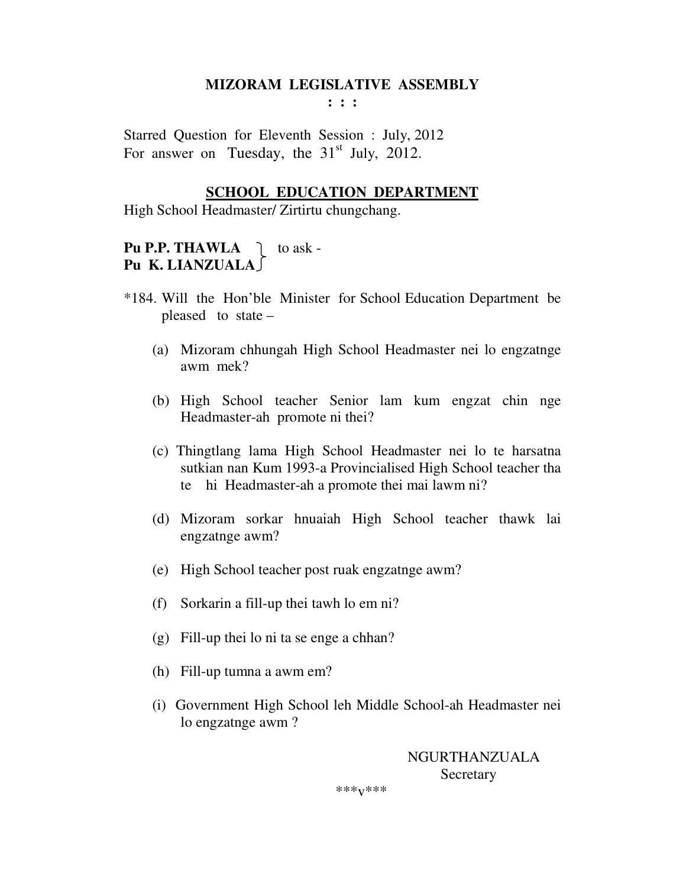# MIZORAM LEGISLATIVE ASSEMBLY

**: : :**

Starred Question for Eleventh Session : July, 2012
For answer on Tuesday, the 31st July, 2012.

## SCHOOL EDUCATION DEPARTMENT

High School Headmaster/ Zirtirtu chungchang.

**Pu P.P. THAWLA**
**Pu K. LIANZUALA** } to ask -

*184. Will the Hon'ble Minister for School Education Department be pleased to state –

(a) Mizoram chhungah High School Headmaster nei lo engzatnge awm mek?

(b) High School teacher Senior lam kum engzat chin nge Headmaster-ah promote ni thei?

(c) Thingtlang lama High School Headmaster nei lo te harsatna sutkian nan Kum 1993-a Provincialised High School teacher tha te hi Headmaster-ah a promote thei mai lawm ni?

(d) Mizoram sorkar hnuaiah High School teacher thawk lai engzatnge awm?

(e) High School teacher post ruak engzatnge awm?

(f) Sorkarin a fill-up thei tawh lo em ni?

(g) Fill-up thei lo ni ta se enge a chhan?

(h) Fill-up tumna a awm em?

(i) Government High School leh Middle School-ah Headmaster nei lo engzatnge awm ?

NGURTHANZUALA
Secretary

***v***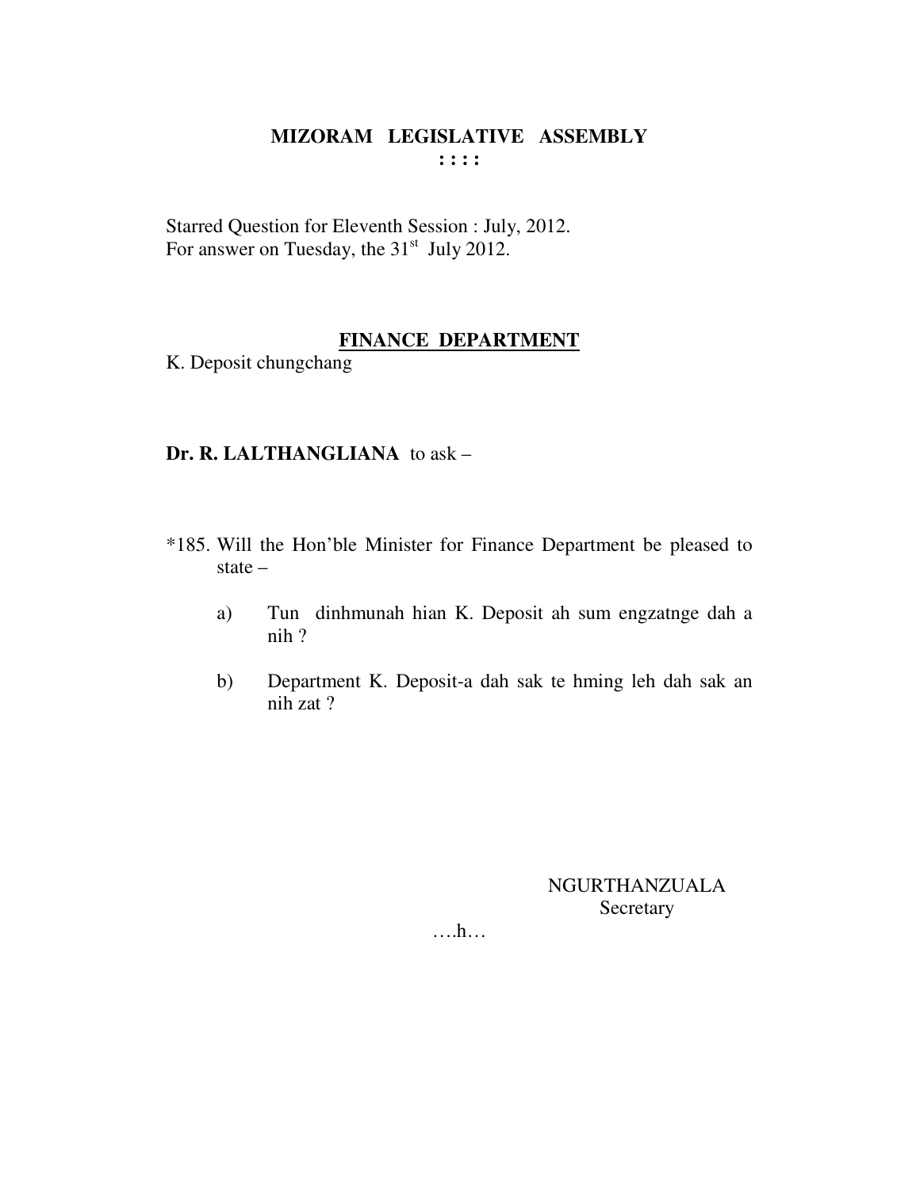# MIZORAM LEGISLATIVE ASSEMBLY

**: : : :**

Starred Question for Eleventh Session : July, 2012.
For answer on Tuesday, the 31st July 2012.

## FINANCE DEPARTMENT

K. Deposit chungchang

**Dr. R. LALTHANGLIANA** to ask –

*185. Will the Hon'ble Minister for Finance Department be pleased to state –

a) Tun dinhmunah hian K. Deposit ah sum engzatnge dah a nih ?

b) Department K. Deposit-a dah sak te hming leh dah sak an nih zat ?

NGURTHANZUALA
Secretary

….h…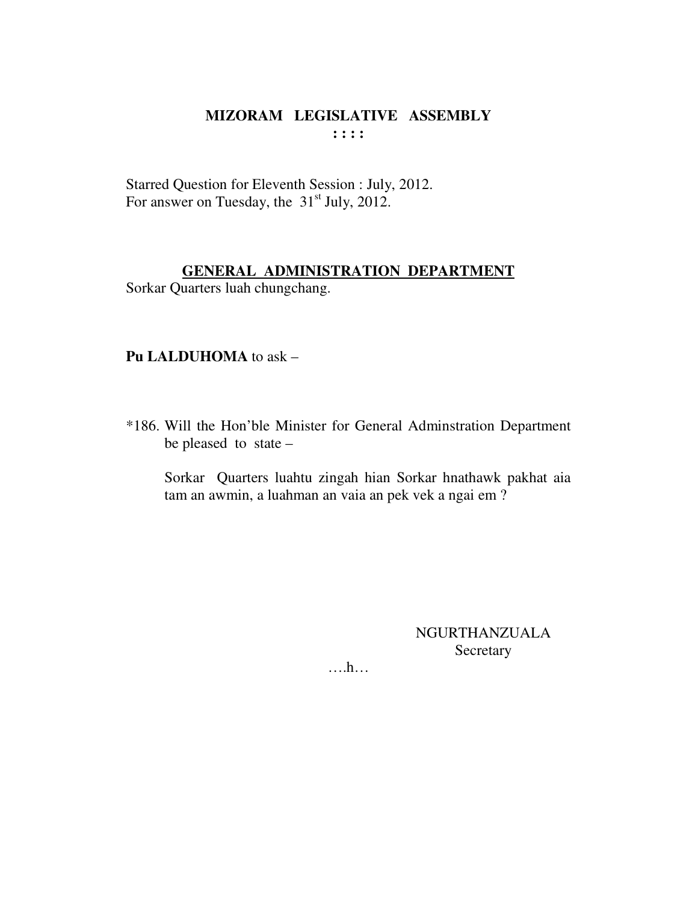# MIZORAM LEGISLATIVE ASSEMBLY

: : : :

Starred Question for Eleventh Session : July, 2012.
For answer on Tuesday, the 31st July, 2012.

## GENERAL ADMINISTRATION DEPARTMENT

Sorkar Quarters luah chungchang.

**Pu LALDUHOMA** to ask –

*186. Will the Hon'ble Minister for General Adminstration Department be pleased to state –

Sorkar Quarters luahtu zingah hian Sorkar hnathawk pakhat aia tam an awmin, a luahman an vaia an pek vek a ngai em ?

NGURTHANZUALA
Secretary

….h…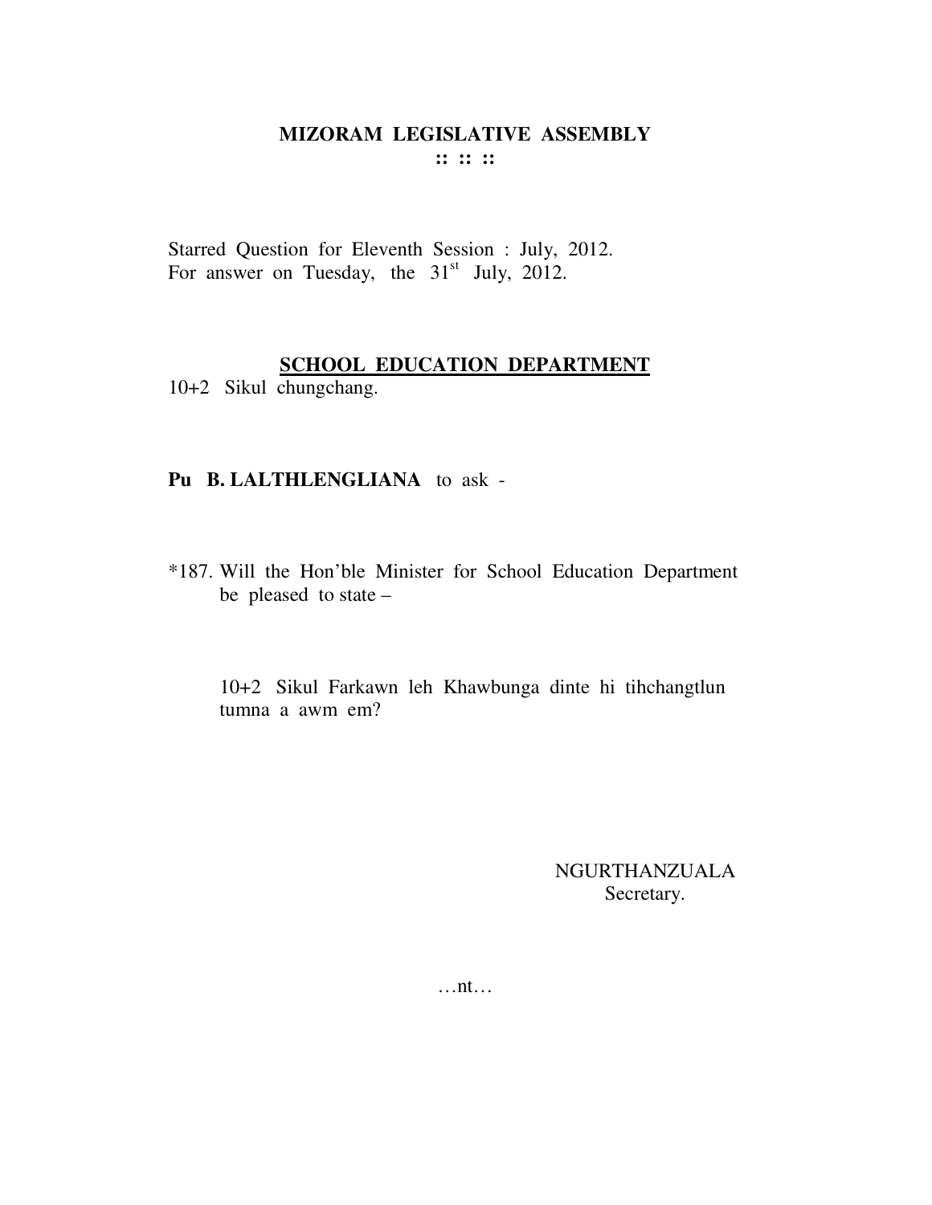# MIZORAM LEGISLATIVE ASSEMBLY

**:: :: ::**

Starred Question for Eleventh Session : July, 2012.
For answer on Tuesday, the 31st July, 2012.

**SCHOOL EDUCATION DEPARTMENT**

10+2 Sikul chungchang.

**Pu B. LALTHLENGLIANA** to ask -

*187. Will the Hon'ble Minister for School Education Department be pleased to state –

10+2 Sikul Farkawn leh Khawbunga dinte hi tihchangtlun tumna a awm em?

NGURTHANZUALA
Secretary.

…nt…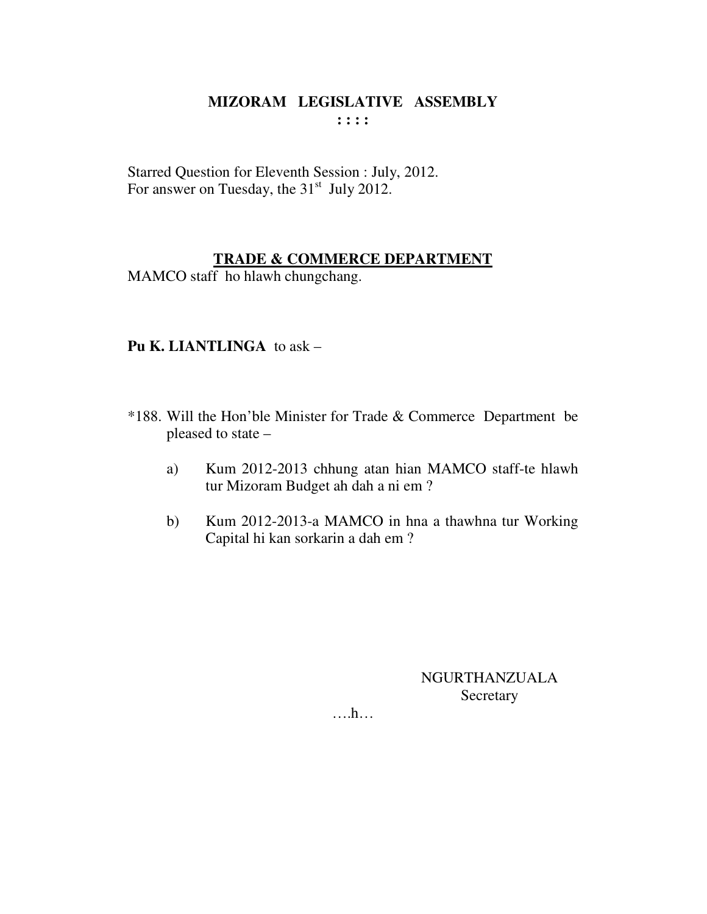**MIZORAM LEGISLATIVE ASSEMBLY**
**: : : :**

Starred Question for Eleventh Session : July, 2012.
For answer on Tuesday, the 31st July 2012.

**TRADE & COMMERCE DEPARTMENT**
MAMCO staff ho hlawh chungchang.

**Pu K. LIANTLINGA** to ask –

*188. Will the Hon'ble Minister for Trade & Commerce Department be pleased to state –

a) Kum 2012-2013 chhung atan hian MAMCO staff-te hlawh tur Mizoram Budget ah dah a ni em ?

b) Kum 2012-2013-a MAMCO in hna a thawhna tur Working Capital hi kan sorkarin a dah em ?

NGURTHANZUALA
Secretary

….h…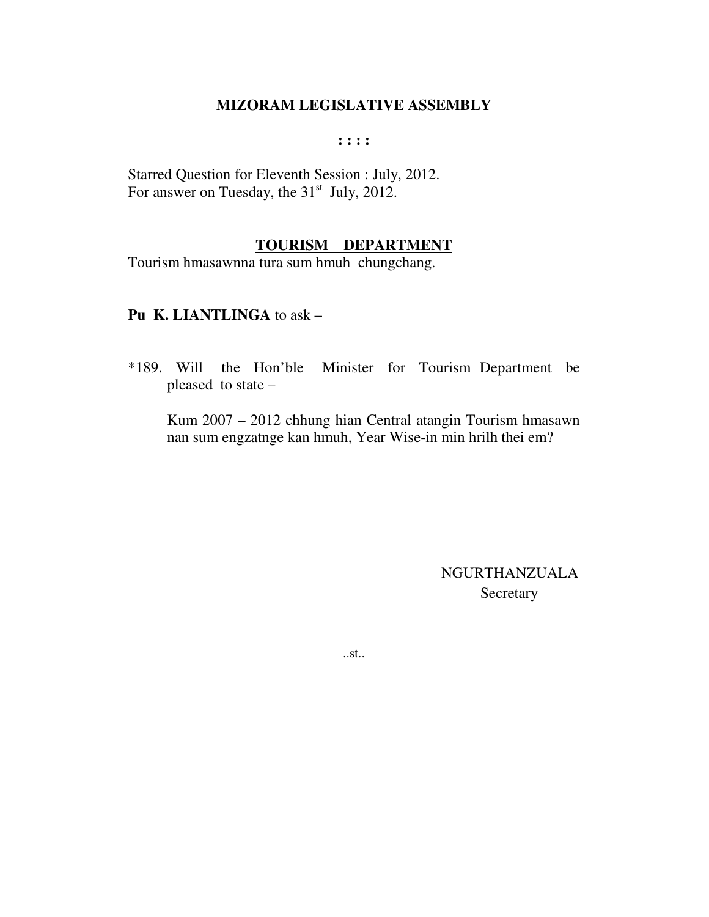# MIZORAM LEGISLATIVE ASSEMBLY

**: : : :**

Starred Question for Eleventh Session : July, 2012.
For answer on Tuesday, the 31st July, 2012.

**TOURISM DEPARTMENT**

Tourism hmasawnna tura sum hmuh chungchang.

**Pu K. LIANTLINGA** to ask –

*189. Will the Hon'ble Minister for Tourism Department be pleased to state –

Kum 2007 – 2012 chhung hian Central atangin Tourism hmasawn nan sum engzatnge kan hmuh, Year Wise-in min hrilh thei em?

NGURTHANZUALA
Secretary

..st..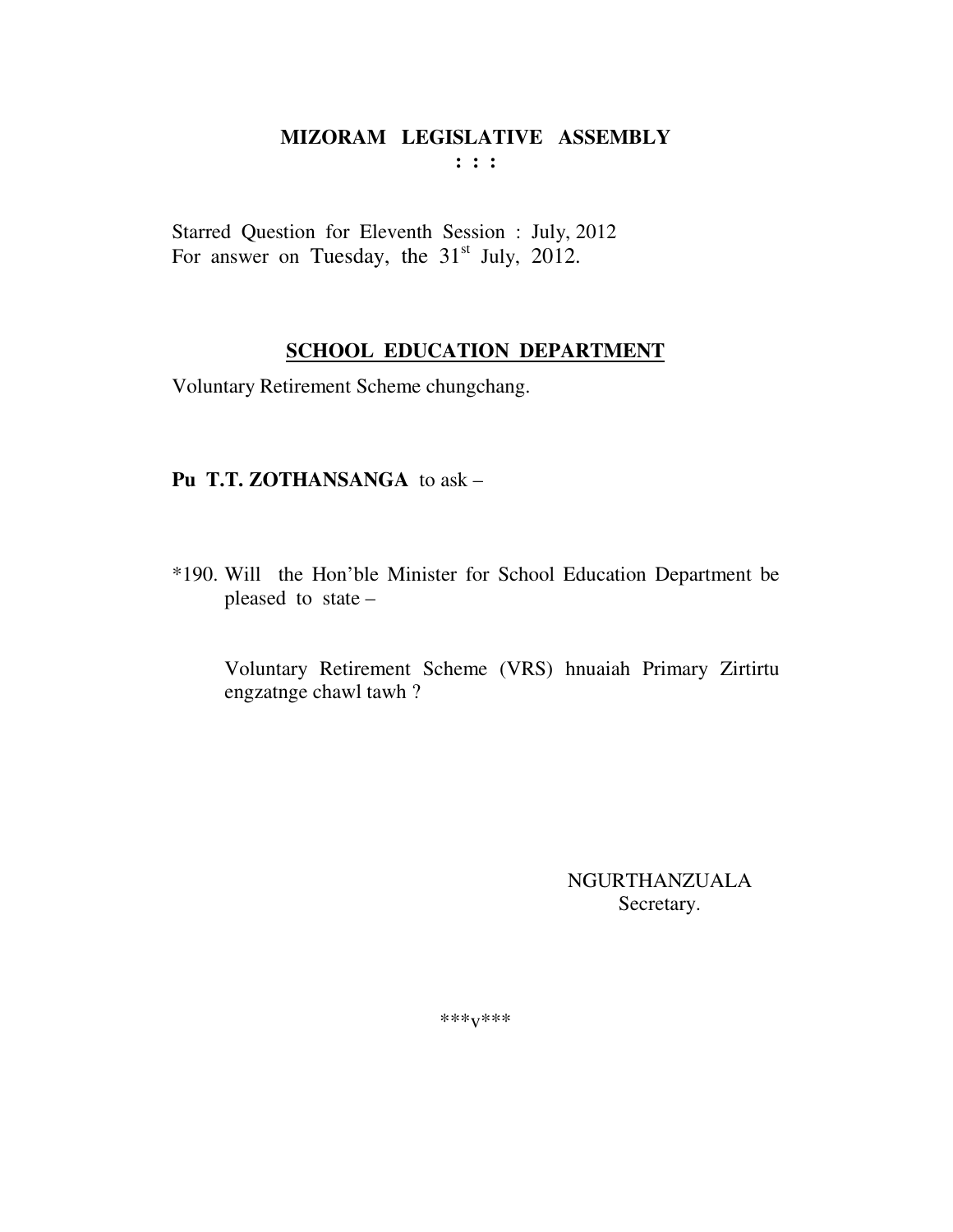# MIZORAM LEGISLATIVE ASSEMBLY

**: : :**

Starred Question for Eleventh Session : July, 2012
For answer on Tuesday, the 31st July, 2012.

## SCHOOL EDUCATION DEPARTMENT

Voluntary Retirement Scheme chungchang.

**Pu T.T. ZOTHANSANGA** to ask –

*190. Will the Hon'ble Minister for School Education Department be pleased to state –

Voluntary Retirement Scheme (VRS) hnuaiah Primary Zirtirtu engzatnge chawl tawh ?

NGURTHANZUALA
Secretary.

***v***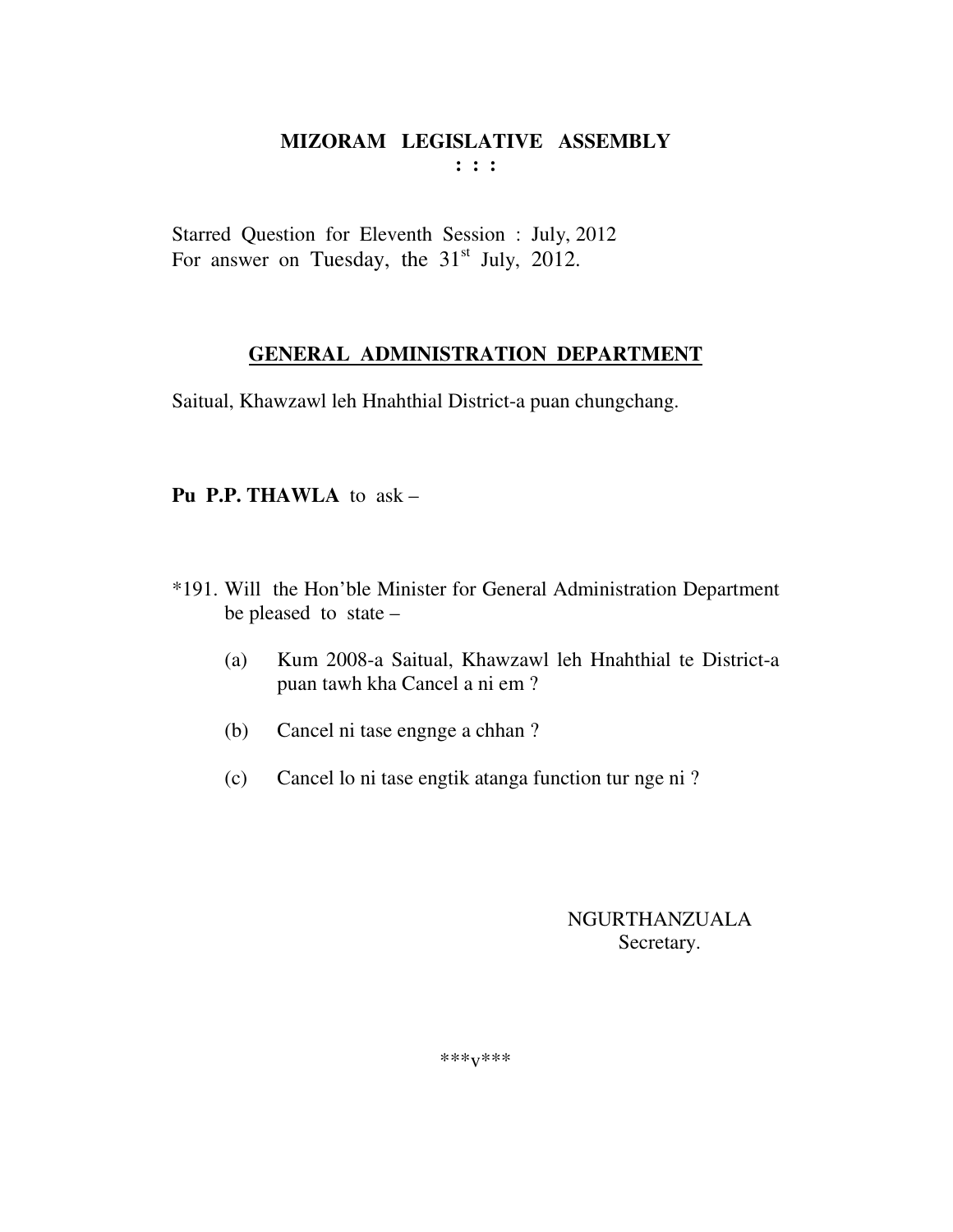# MIZORAM LEGISLATIVE ASSEMBLY

**: : :**

Starred Question for Eleventh Session : July, 2012
For answer on Tuesday, the 31st July, 2012.

## GENERAL ADMINISTRATION DEPARTMENT

Saitual, Khawzawl leh Hnahthial District-a puan chungchang.

**Pu P.P. THAWLA** to ask –

*191. Will the Hon'ble Minister for General Administration Department be pleased to state –

(a) Kum 2008-a Saitual, Khawzawl leh Hnahthial te District-a puan tawh kha Cancel a ni em ?

(b) Cancel ni tase engnge a chhan ?

(c) Cancel lo ni tase engtik atanga function tur nge ni ?

NGURTHANZUALA
Secretary.

***v***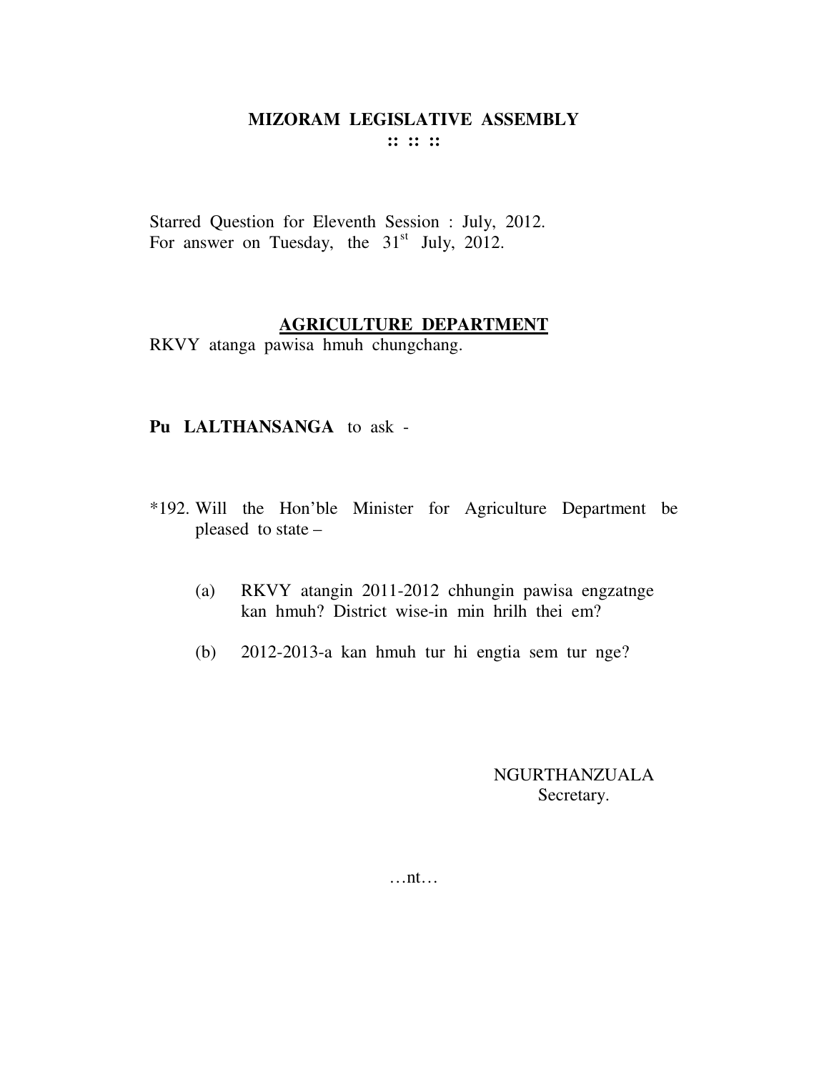# MIZORAM LEGISLATIVE ASSEMBLY

**:: :: ::**

Starred Question for Eleventh Session : July, 2012.
For answer on Tuesday, the 31st July, 2012.

## AGRICULTURE DEPARTMENT

RKVY atanga pawisa hmuh chungchang.

**Pu LALTHANSANGA** to ask -

*192. Will the Hon'ble Minister for Agriculture Department be pleased to state –

(a) RKVY atangin 2011-2012 chhungin pawisa engzatnge kan hmuh? District wise-in min hrilh thei em?

(b) 2012-2013-a kan hmuh tur hi engtia sem tur nge?

NGURTHANZUALA
Secretary.

…nt…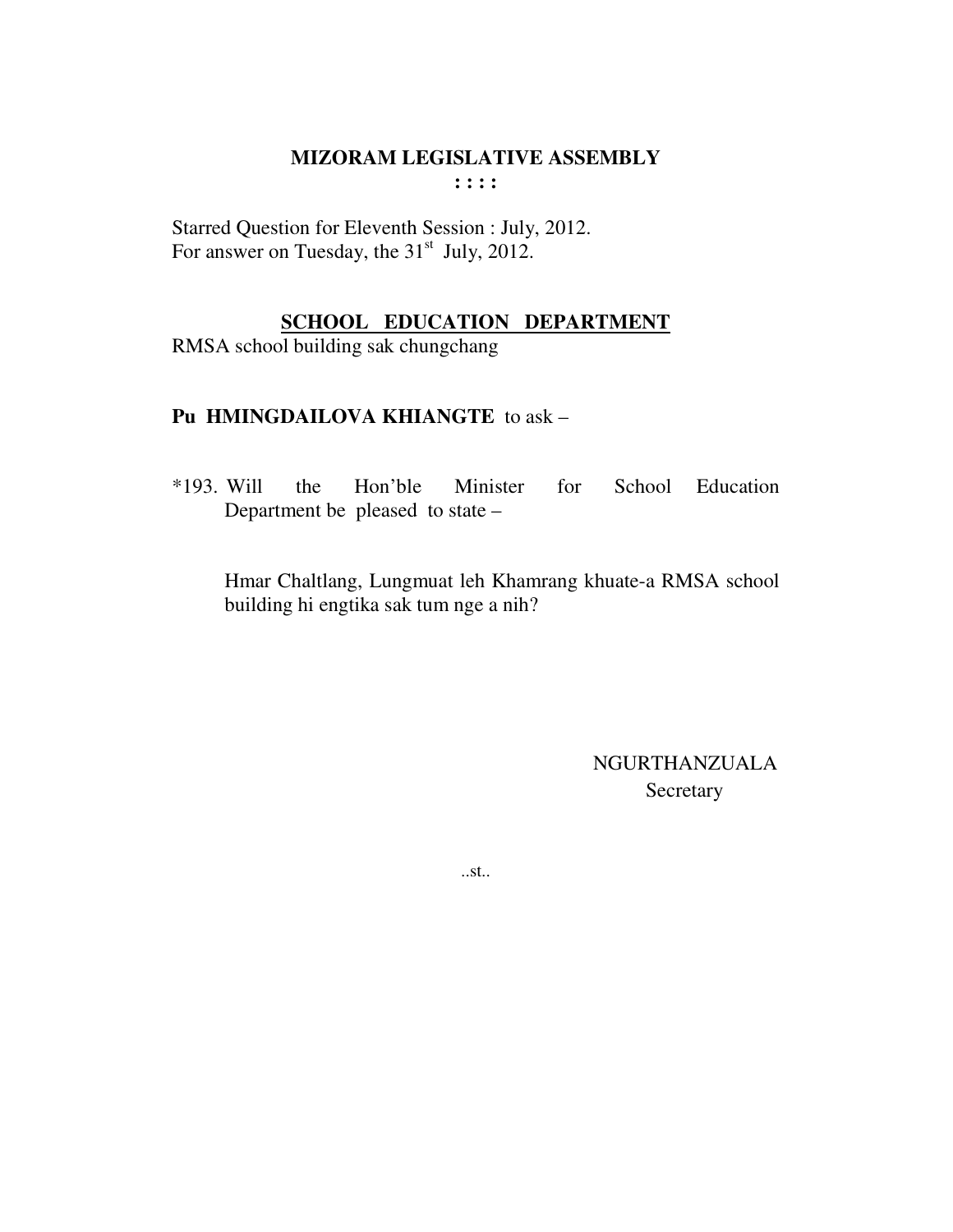# MIZORAM LEGISLATIVE ASSEMBLY

**: : : :**

Starred Question for Eleventh Session : July, 2012.
For answer on Tuesday, the 31st July, 2012.

## SCHOOL EDUCATION DEPARTMENT

RMSA school building sak chungchang

**Pu HMINGDAILOVA KHIANGTE** to ask –

*193. Will the Hon'ble Minister for School Education Department be pleased to state –

Hmar Chaltlang, Lungmuat leh Khamrang khuate-a RMSA school building hi engtika sak tum nge a nih?

NGURTHANZUALA
Secretary

..st..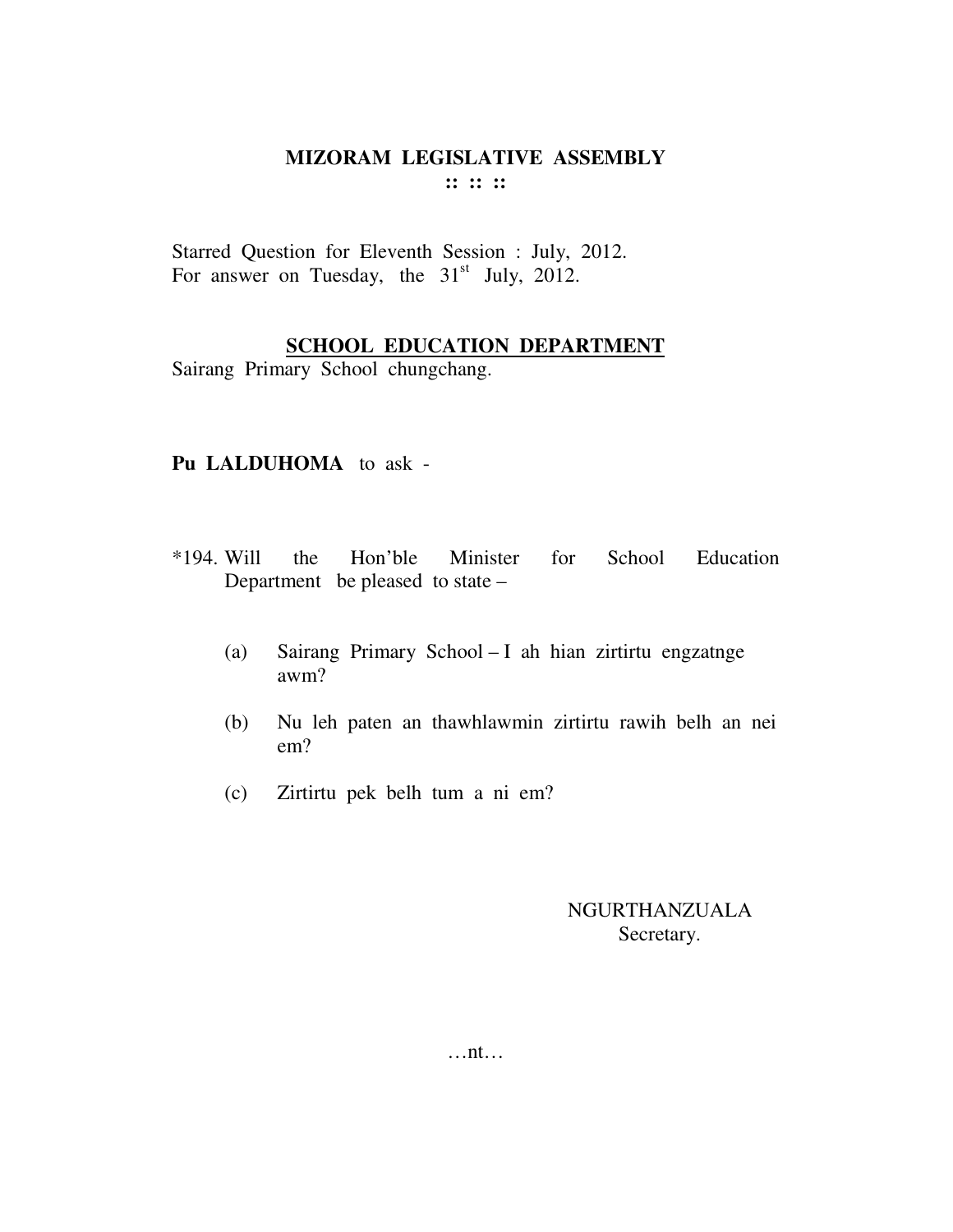# MIZORAM LEGISLATIVE ASSEMBLY

**:: :: ::**

Starred Question for Eleventh Session : July, 2012.
For answer on Tuesday, the 31st July, 2012.

## SCHOOL EDUCATION DEPARTMENT

Sairang Primary School chungchang.

**Pu LALDUHOMA** to ask -

*194. Will the Hon'ble Minister for School Education Department be pleased to state –

(a) Sairang Primary School – I ah hian zirtirtu engzatnge awm?

(b) Nu leh paten an thawhlawmin zirtirtu rawih belh an nei em?

(c) Zirtirtu pek belh tum a ni em?

NGURTHANZUALA
Secretary.

…nt…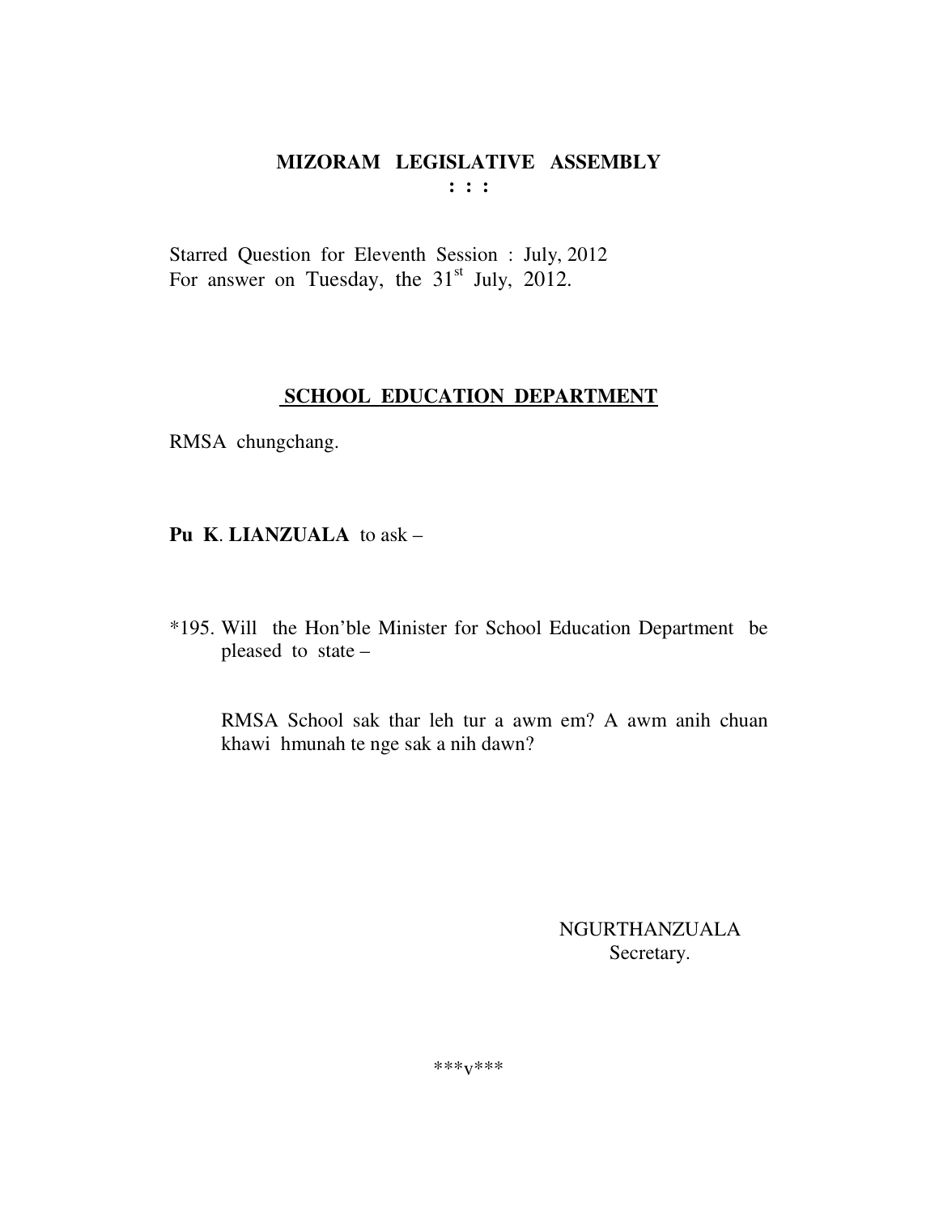**MIZORAM LEGISLATIVE ASSEMBLY**
**: : :**

Starred Question for Eleventh Session : July, 2012
For answer on Tuesday, the 31st July, 2012.

**SCHOOL EDUCATION DEPARTMENT**

RMSA chungchang.

**Pu K. LIANZUALA** to ask –

*195. Will the Hon'ble Minister for School Education Department be pleased to state –

RMSA School sak thar leh tur a awm em? A awm anih chuan khawi hmunah te nge sak a nih dawn?

NGURTHANZUALA
Secretary.

\*\*\*v\*\*\*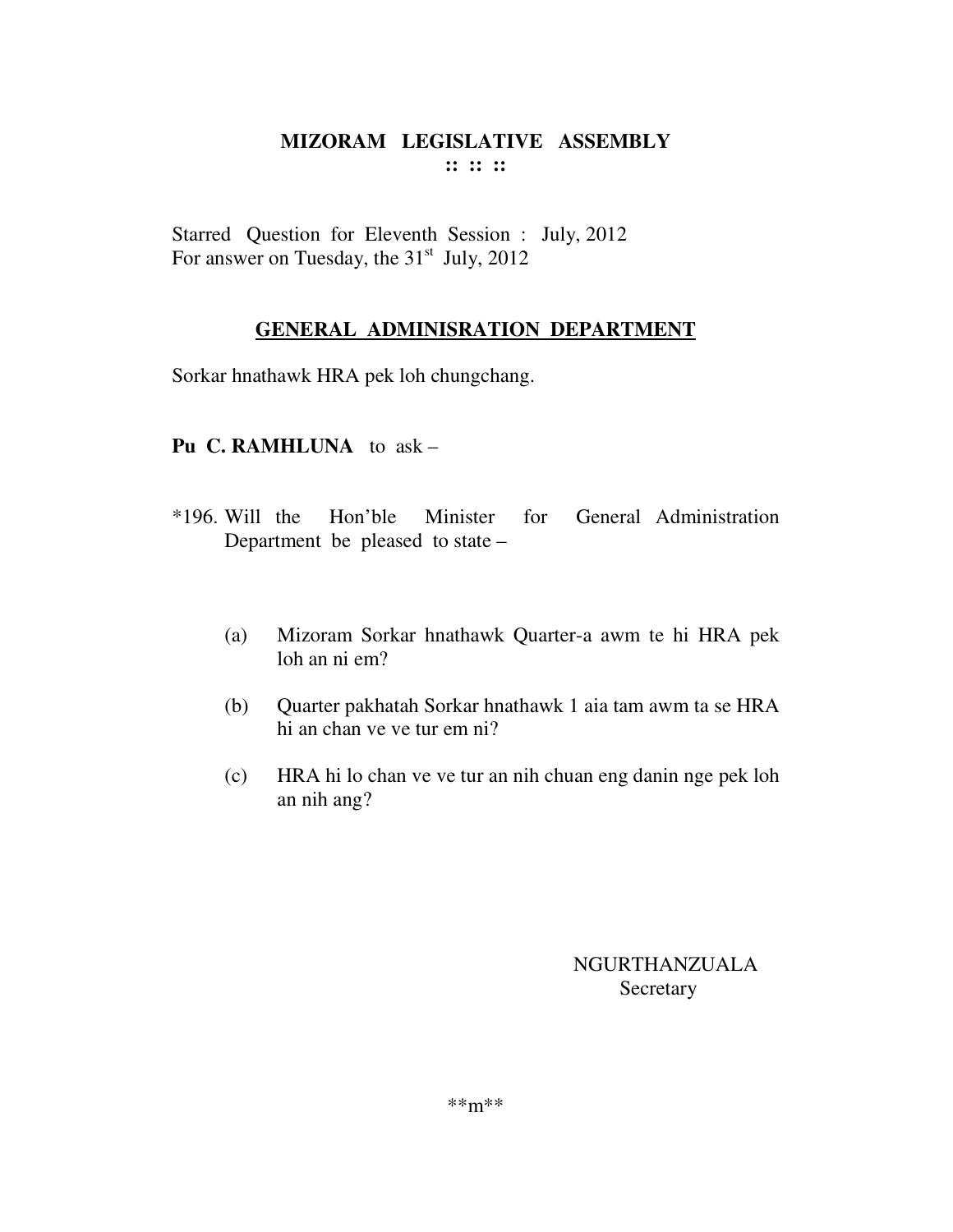# MIZORAM LEGISLATIVE ASSEMBLY

**:: :: ::**

Starred Question for Eleventh Session : July, 2012
For answer on Tuesday, the 31st July, 2012

## GENERAL ADMINISRATION DEPARTMENT

Sorkar hnathawk HRA pek loh chungchang.

**Pu C. RAMHLUNA** to ask –

*196. Will the Hon'ble Minister for General Administration Department be pleased to state –

(a) Mizoram Sorkar hnathawk Quarter-a awm te hi HRA pek loh an ni em?

(b) Quarter pakhatah Sorkar hnathawk 1 aia tam awm ta se HRA hi an chan ve ve tur em ni?

(c) HRA hi lo chan ve ve tur an nih chuan eng danin nge pek loh an nih ang?

NGURTHANZUALA
Secretary

**m**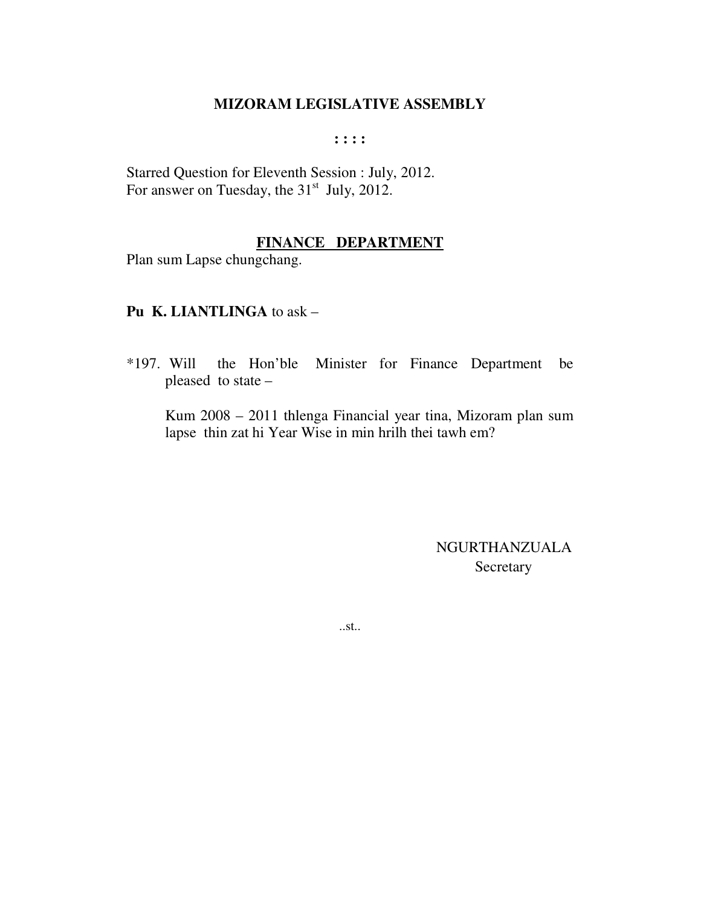# MIZORAM LEGISLATIVE ASSEMBLY

**: : : :**

Starred Question for Eleventh Session : July, 2012.
For answer on Tuesday, the 31st July, 2012.

## FINANCE DEPARTMENT

Plan sum Lapse chungchang.

**Pu K. LIANTLINGA** to ask –

*197. Will the Hon'ble Minister for Finance Department be pleased to state –

Kum 2008 – 2011 thlenga Financial year tina, Mizoram plan sum lapse thin zat hi Year Wise in min hrilh thei tawh em?

NGURTHANZUALA
Secretary

..st..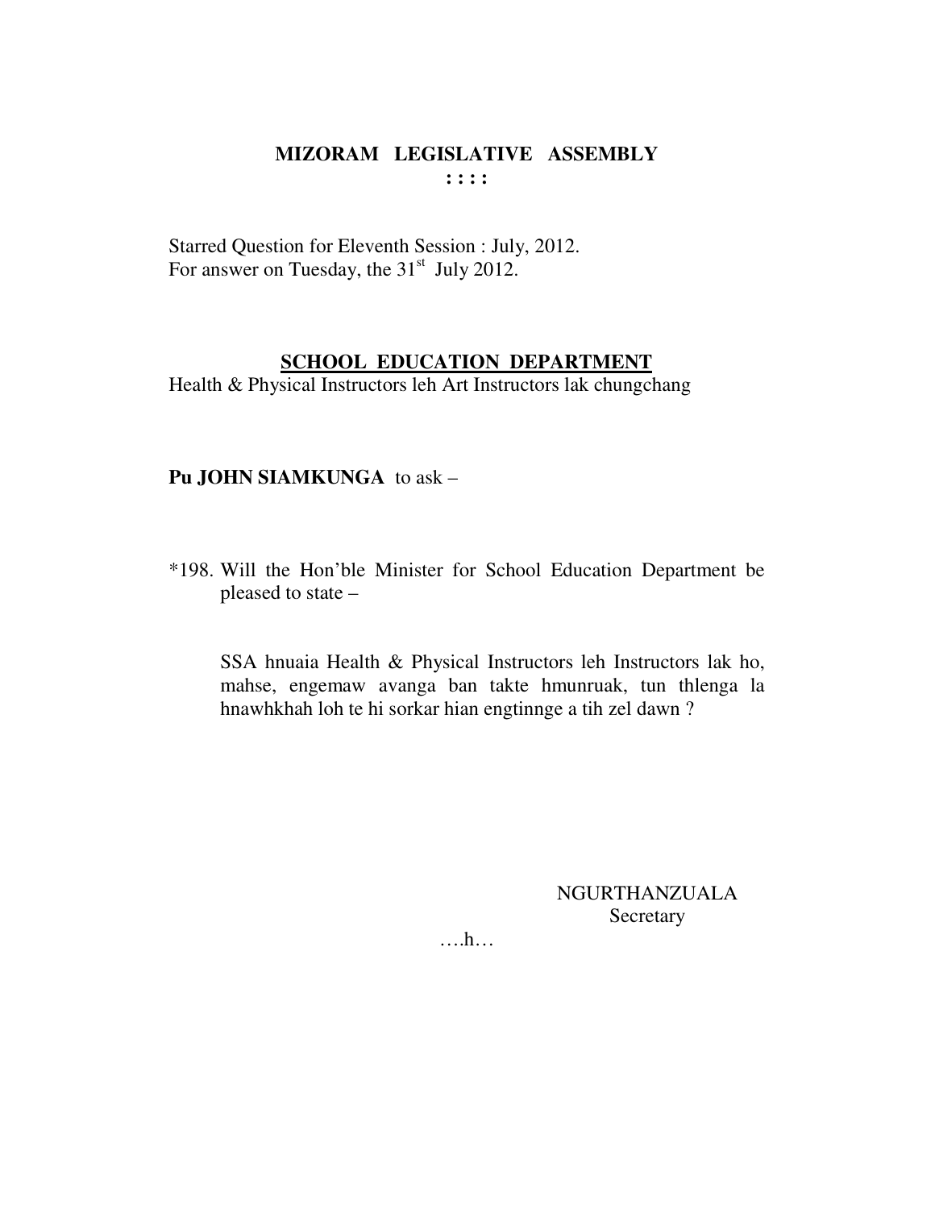# MIZORAM LEGISLATIVE ASSEMBLY

: : : :

Starred Question for Eleventh Session : July, 2012.
For answer on Tuesday, the 31st July 2012.

## SCHOOL EDUCATION DEPARTMENT

Health & Physical Instructors leh Art Instructors lak chungchang

**Pu JOHN SIAMKUNGA** to ask –

*198. Will the Hon'ble Minister for School Education Department be pleased to state –

SSA hnuaia Health & Physical Instructors leh Instructors lak ho, mahse, engemaw avanga ban takte hmunruak, tun thlenga la hnawhkhah loh te hi sorkar hian engtinnge a tih zel dawn ?

NGURTHANZUALA
Secretary

….h…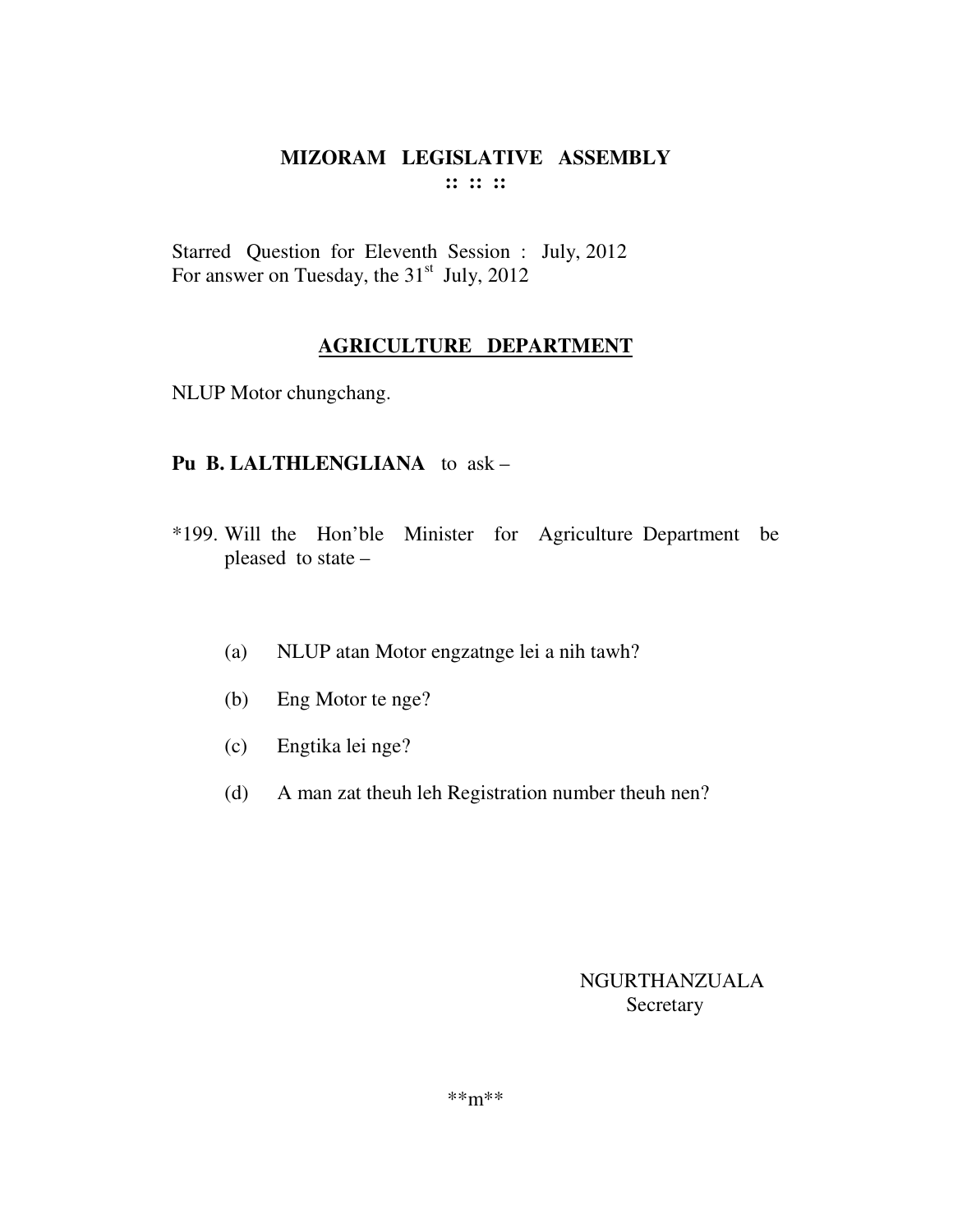# MIZORAM LEGISLATIVE ASSEMBLY

**:: :: ::**

Starred Question for Eleventh Session : July, 2012
For answer on Tuesday, the 31st July, 2012

## AGRICULTURE DEPARTMENT

NLUP Motor chungchang.

**Pu B. LALTHLENGLIANA** to ask –

*199. Will the Hon'ble Minister for Agriculture Department be pleased to state –

(a) NLUP atan Motor engzatnge lei a nih tawh?

(b) Eng Motor te nge?

(c) Engtika lei nge?

(d) A man zat theuh leh Registration number theuh nen?

NGURTHANZUALA
Secretary

**m**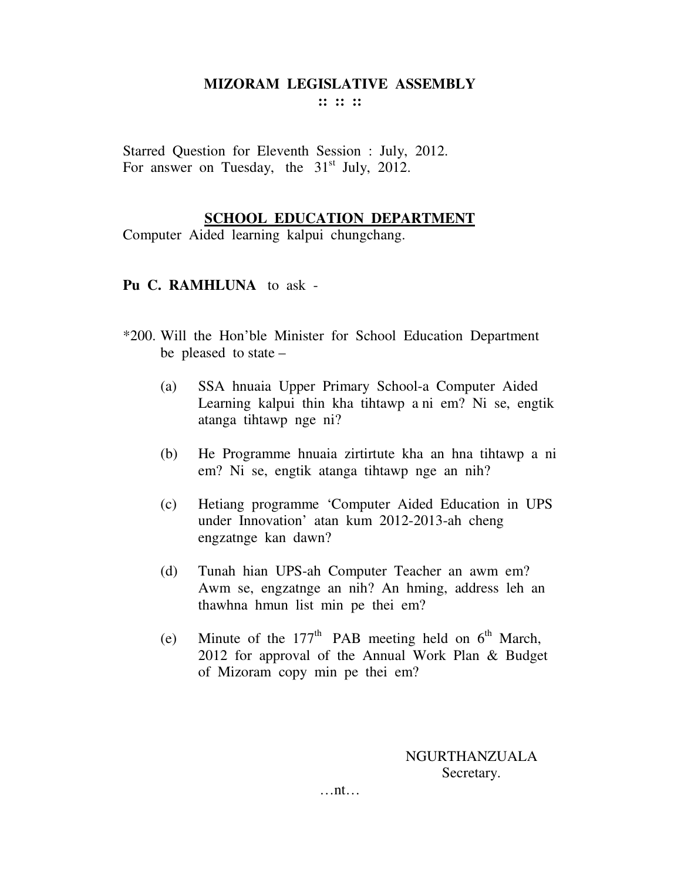# MIZORAM LEGISLATIVE ASSEMBLY

:: :: ::

Starred Question for Eleventh Session : July, 2012.
For answer on Tuesday, the 31st July, 2012.

## SCHOOL EDUCATION DEPARTMENT

Computer Aided learning kalpui chungchang.

**Pu C. RAMHLUNA** to ask -

*200. Will the Hon'ble Minister for School Education Department be pleased to state –

(a) SSA hnuaia Upper Primary School-a Computer Aided Learning kalpui thin kha tihtawp a ni em? Ni se, engtik atanga tihtawp nge ni?

(b) He Programme hnuaia zirtirtute kha an hna tihtawp a ni em? Ni se, engtik atanga tihtawp nge an nih?

(c) Hetiang programme 'Computer Aided Education in UPS under Innovation' atan kum 2012-2013-ah cheng engzatnge kan dawn?

(d) Tunah hian UPS-ah Computer Teacher an awm em? Awm se, engzatnge an nih? An hming, address leh an thawhna hmun list min pe thei em?

(e) Minute of the 177th PAB meeting held on 6th March, 2012 for approval of the Annual Work Plan & Budget of Mizoram copy min pe thei em?

NGURTHANZUALA
Secretary.

…nt…